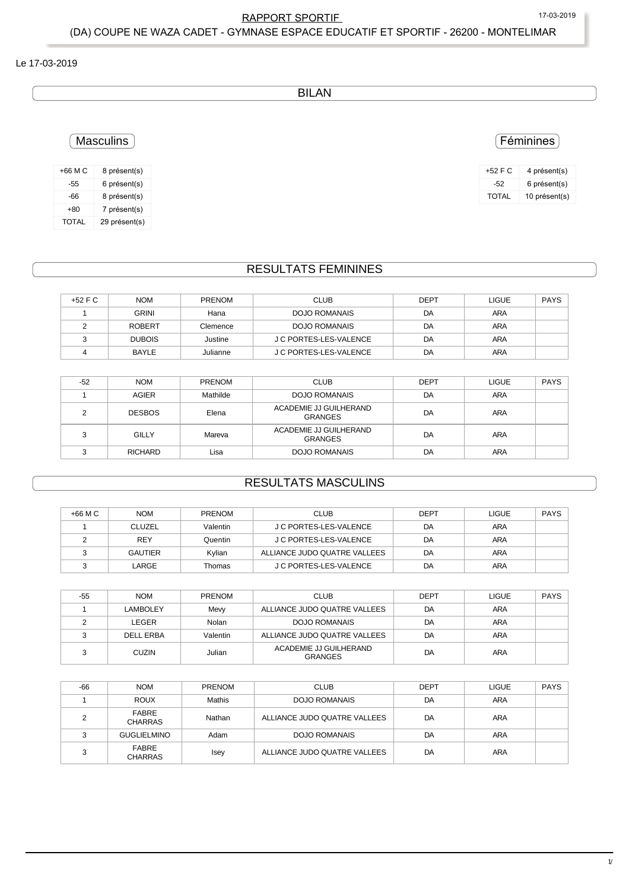RAPPORT SPORTIF

(DA) COUPE NE WAZA CADET - GYMNASE ESPACE EDUCATIF ET SPORTIF - 26200 - MONTELIMAR

Le 17-03-2019

## BILAN

### Masculins

| | |
|---|---|
| +66 M C | 8 présent(s) |
| -55 | 6 présent(s) |
| -66 | 8 présent(s) |
| +80 | 7 présent(s) |
| TOTAL | 29 présent(s) |

### Féminines

| | |
|---|---|
| +52 F C | 4 présent(s) |
| -52 | 6 présent(s) |
| TOTAL | 10 présent(s) |

## RESULTATS FEMININES

| +52 F C | NOM | PRENOM | CLUB | DEPT | LIGUE | PAYS |
|---|---|---|---|---|---|---|
| 1 | GRINI | Hana | DOJO ROMANAIS | DA | ARA | |
| 2 | ROBERT | Clemence | DOJO ROMANAIS | DA | ARA | |
| 3 | DUBOIS | Justine | J C PORTES-LES-VALENCE | DA | ARA | |
| 4 | BAYLE | Julianne | J C PORTES-LES-VALENCE | DA | ARA | |

| -52 | NOM | PRENOM | CLUB | DEPT | LIGUE | PAYS |
|---|---|---|---|---|---|---|
| 1 | AGIER | Mathilde | DOJO ROMANAIS | DA | ARA | |
| 2 | DESBOS | Elena | ACADEMIE JJ GUILHERAND GRANGES | DA | ARA | |
| 3 | GILLY | Mareva | ACADEMIE JJ GUILHERAND GRANGES | DA | ARA | |
| 3 | RICHARD | Lisa | DOJO ROMANAIS | DA | ARA | |

## RESULTATS MASCULINS

| +66 M C | NOM | PRENOM | CLUB | DEPT | LIGUE | PAYS |
|---|---|---|---|---|---|---|
| 1 | CLUZEL | Valentin | J C PORTES-LES-VALENCE | DA | ARA | |
| 2 | REY | Quentin | J C PORTES-LES-VALENCE | DA | ARA | |
| 3 | GAUTIER | Kylian | ALLIANCE JUDO QUATRE VALLEES | DA | ARA | |
| 3 | LARGE | Thomas | J C PORTES-LES-VALENCE | DA | ARA | |

| -55 | NOM | PRENOM | CLUB | DEPT | LIGUE | PAYS |
|---|---|---|---|---|---|---|
| 1 | LAMBOLEY | Mevy | ALLIANCE JUDO QUATRE VALLEES | DA | ARA | |
| 2 | LEGER | Nolan | DOJO ROMANAIS | DA | ARA | |
| 3 | DELL ERBA | Valentin | ALLIANCE JUDO QUATRE VALLEES | DA | ARA | |
| 3 | CUZIN | Julian | ACADEMIE JJ GUILHERAND GRANGES | DA | ARA | |

| -66 | NOM | PRENOM | CLUB | DEPT | LIGUE | PAYS |
|---|---|---|---|---|---|---|
| 1 | ROUX | Mathis | DOJO ROMANAIS | DA | ARA | |
| 2 | FABRE CHARRAS | Nathan | ALLIANCE JUDO QUATRE VALLEES | DA | ARA | |
| 3 | GUGLIELMINO | Adam | DOJO ROMANAIS | DA | ARA | |
| 3 | FABRE CHARRAS | Isey | ALLIANCE JUDO QUATRE VALLEES | DA | ARA | |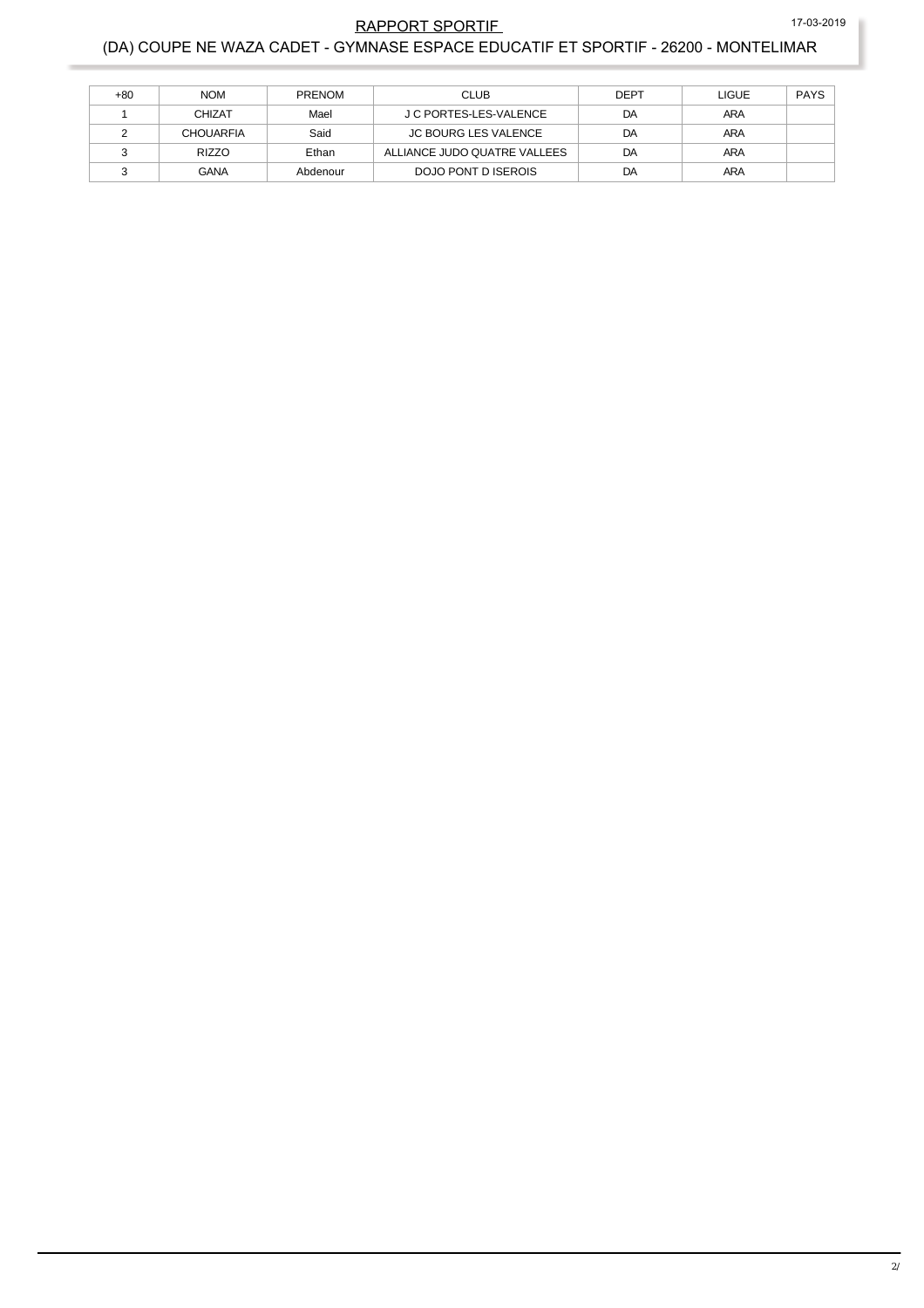| +80 | NOM | PRENOM | CLUB | DEPT | LIGUE | PAYS |
|---|---|---|---|---|---|---|
| 1 | CHIZAT | Mael | J C PORTES-LES-VALENCE | DA | ARA | |
| 2 | CHOUARFIA | Said | JC BOURG LES VALENCE | DA | ARA | |
| 3 | RIZZO | Ethan | ALLIANCE JUDO QUATRE VALLEES | DA | ARA | |
| 3 | GANA | Abdenour | DOJO PONT D ISEROIS | DA | ARA | |